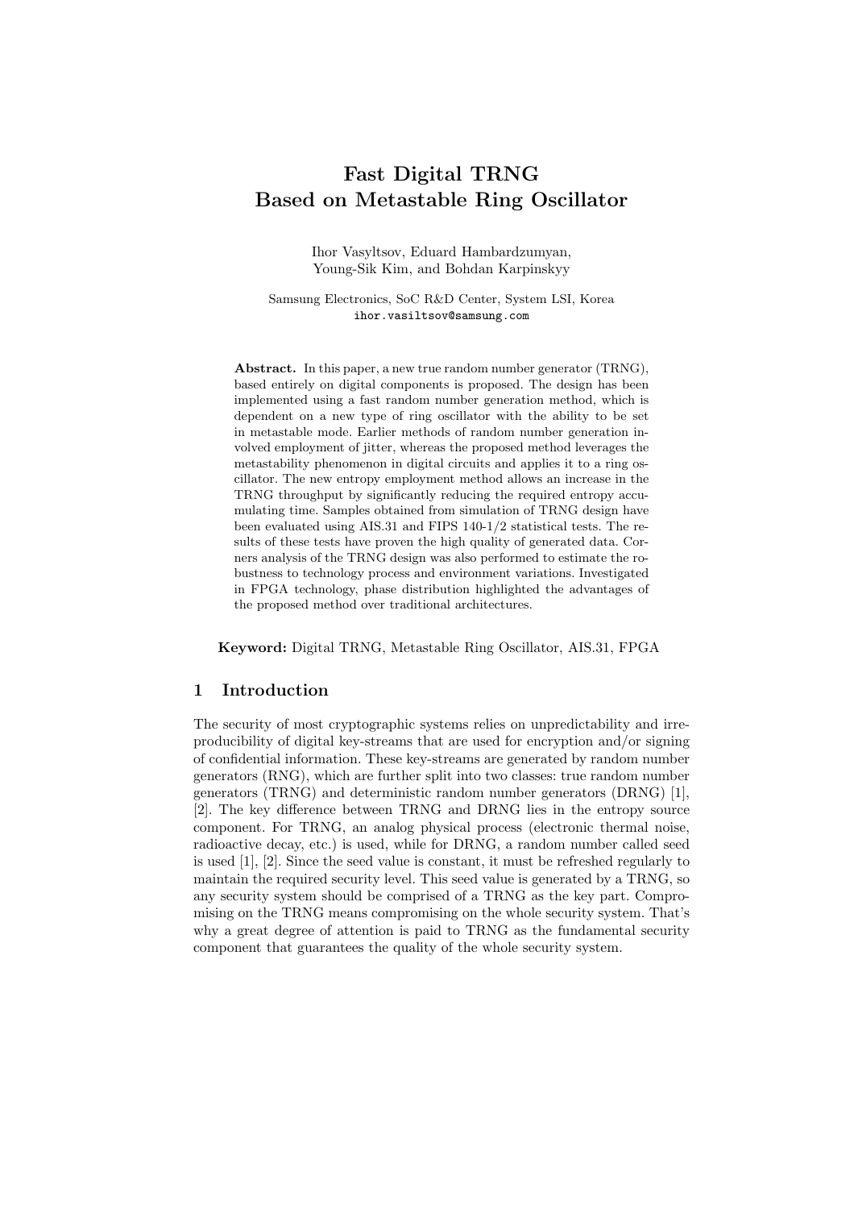# Fast Digital TRNG Based on Metastable Ring Oscillator

Ihor Vasyltsov, Eduard Hambardzumyan, Young-Sik Kim, and Bohdan Karpinskyy

Samsung Electronics, SoC R&D Center, System LSI, Korea
ihor.vasiltsov@samsung.com

**Abstract.** In this paper, a new true random number generator (TRNG), based entirely on digital components is proposed. The design has been implemented using a fast random number generation method, which is dependent on a new type of ring oscillator with the ability to be set in metastable mode. Earlier methods of random number generation involved employment of jitter, whereas the proposed method leverages the metastability phenomenon in digital circuits and applies it to a ring oscillator. The new entropy employment method allows an increase in the TRNG throughput by significantly reducing the required entropy accumulating time. Samples obtained from simulation of TRNG design have been evaluated using AIS.31 and FIPS 140-1/2 statistical tests. The results of these tests have proven the high quality of generated data. Corners analysis of the TRNG design was also performed to estimate the robustness to technology process and environment variations. Investigated in FPGA technology, phase distribution highlighted the advantages of the proposed method over traditional architectures.

**Keyword:** Digital TRNG, Metastable Ring Oscillator, AIS.31, FPGA

## 1 Introduction

The security of most cryptographic systems relies on unpredictability and irreproducibility of digital key-streams that are used for encryption and/or signing of confidential information. These key-streams are generated by random number generators (RNG), which are further split into two classes: true random number generators (TRNG) and deterministic random number generators (DRNG) [1], [2]. The key difference between TRNG and DRNG lies in the entropy source component. For TRNG, an analog physical process (electronic thermal noise, radioactive decay, etc.) is used, while for DRNG, a random number called seed is used [1], [2]. Since the seed value is constant, it must be refreshed regularly to maintain the required security level. This seed value is generated by a TRNG, so any security system should be comprised of a TRNG as the key part. Compromising on the TRNG means compromising on the whole security system. That's why a great degree of attention is paid to TRNG as the fundamental security component that guarantees the quality of the whole security system.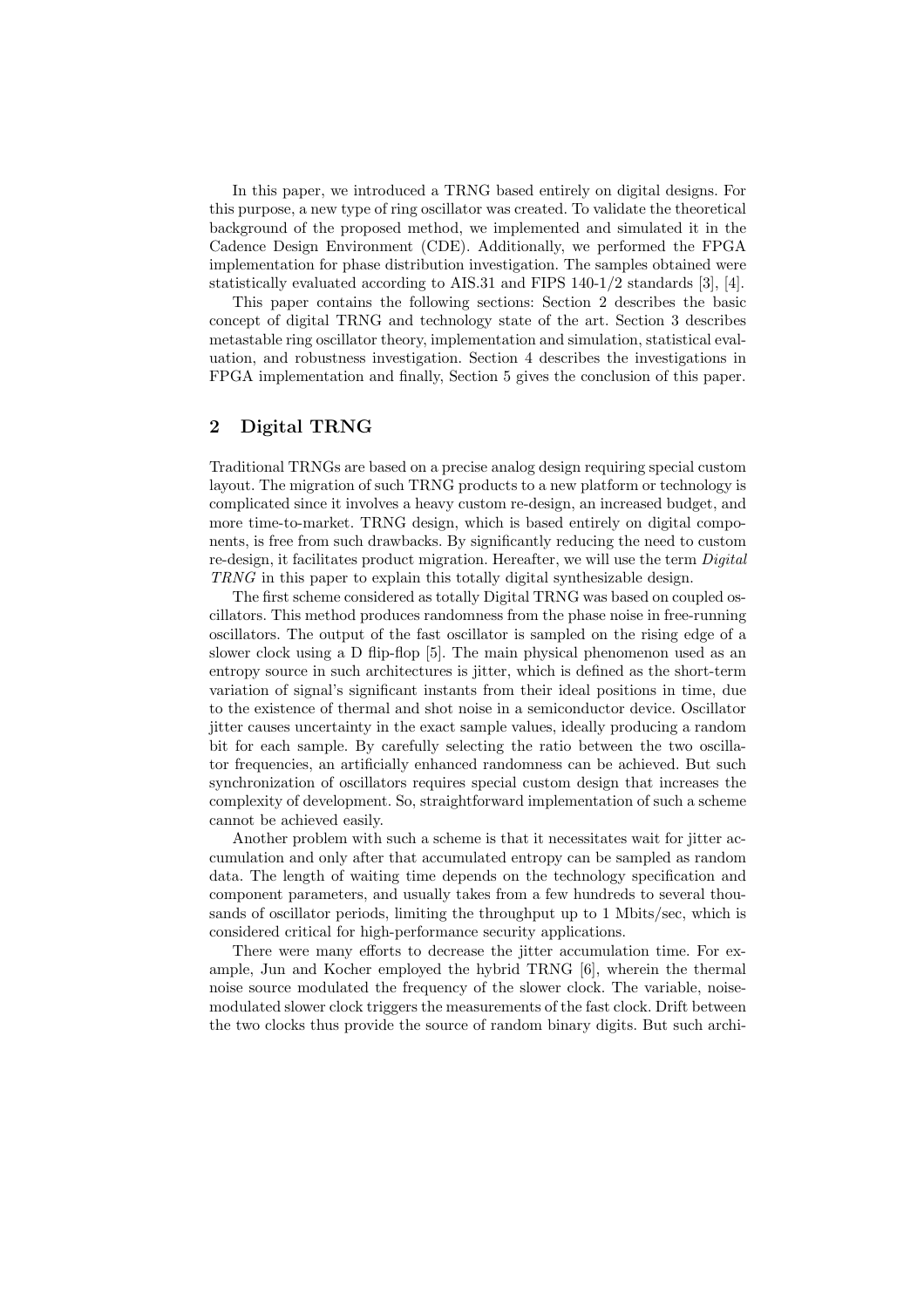In this paper, we introduced a TRNG based entirely on digital designs. For this purpose, a new type of ring oscillator was created. To validate the theoretical background of the proposed method, we implemented and simulated it in the Cadence Design Environment (CDE). Additionally, we performed the FPGA implementation for phase distribution investigation. The samples obtained were statistically evaluated according to AIS.31 and FIPS 140-1/2 standards [3], [4].

This paper contains the following sections: Section 2 describes the basic concept of digital TRNG and technology state of the art. Section 3 describes metastable ring oscillator theory, implementation and simulation, statistical evaluation, and robustness investigation. Section 4 describes the investigations in FPGA implementation and finally, Section 5 gives the conclusion of this paper.

## 2 Digital TRNG

Traditional TRNGs are based on a precise analog design requiring special custom layout. The migration of such TRNG products to a new platform or technology is complicated since it involves a heavy custom re-design, an increased budget, and more time-to-market. TRNG design, which is based entirely on digital components, is free from such drawbacks. By significantly reducing the need to custom re-design, it facilitates product migration. Hereafter, we will use the term *Digital TRNG* in this paper to explain this totally digital synthesizable design.

The first scheme considered as totally Digital TRNG was based on coupled oscillators. This method produces randomness from the phase noise in free-running oscillators. The output of the fast oscillator is sampled on the rising edge of a slower clock using a D flip-flop [5]. The main physical phenomenon used as an entropy source in such architectures is jitter, which is defined as the short-term variation of signal's significant instants from their ideal positions in time, due to the existence of thermal and shot noise in a semiconductor device. Oscillator jitter causes uncertainty in the exact sample values, ideally producing a random bit for each sample. By carefully selecting the ratio between the two oscillator frequencies, an artificially enhanced randomness can be achieved. But such synchronization of oscillators requires special custom design that increases the complexity of development. So, straightforward implementation of such a scheme cannot be achieved easily.

Another problem with such a scheme is that it necessitates wait for jitter accumulation and only after that accumulated entropy can be sampled as random data. The length of waiting time depends on the technology specification and component parameters, and usually takes from a few hundreds to several thousands of oscillator periods, limiting the throughput up to 1 Mbits/sec, which is considered critical for high-performance security applications.

There were many efforts to decrease the jitter accumulation time. For example, Jun and Kocher employed the hybrid TRNG [6], wherein the thermal noise source modulated the frequency of the slower clock. The variable, noise-modulated slower clock triggers the measurements of the fast clock. Drift between the two clocks thus provide the source of random binary digits. But such archi-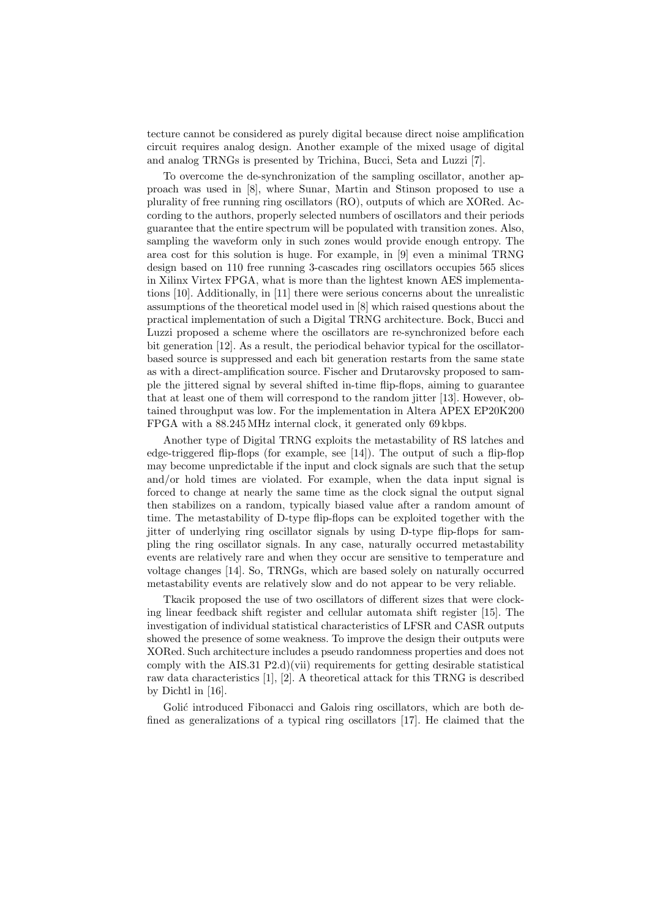tecture cannot be considered as purely digital because direct noise amplification circuit requires analog design. Another example of the mixed usage of digital and analog TRNGs is presented by Trichina, Bucci, Seta and Luzzi [7].

To overcome the de-synchronization of the sampling oscillator, another approach was used in [8], where Sunar, Martin and Stinson proposed to use a plurality of free running ring oscillators (RO), outputs of which are XORed. According to the authors, properly selected numbers of oscillators and their periods guarantee that the entire spectrum will be populated with transition zones. Also, sampling the waveform only in such zones would provide enough entropy. The area cost for this solution is huge. For example, in [9] even a minimal TRNG design based on 110 free running 3-cascades ring oscillators occupies 565 slices in Xilinx Virtex FPGA, what is more than the lightest known AES implementations [10]. Additionally, in [11] there were serious concerns about the unrealistic assumptions of the theoretical model used in [8] which raised questions about the practical implementation of such a Digital TRNG architecture. Bock, Bucci and Luzzi proposed a scheme where the oscillators are re-synchronized before each bit generation [12]. As a result, the periodical behavior typical for the oscillator-based source is suppressed and each bit generation restarts from the same state as with a direct-amplification source. Fischer and Drutarovsky proposed to sample the jittered signal by several shifted in-time flip-flops, aiming to guarantee that at least one of them will correspond to the random jitter [13]. However, obtained throughput was low. For the implementation in Altera APEX EP20K200 FPGA with a 88.245 MHz internal clock, it generated only 69 kbps.

Another type of Digital TRNG exploits the metastability of RS latches and edge-triggered flip-flops (for example, see [14]). The output of such a flip-flop may become unpredictable if the input and clock signals are such that the setup and/or hold times are violated. For example, when the data input signal is forced to change at nearly the same time as the clock signal the output signal then stabilizes on a random, typically biased value after a random amount of time. The metastability of D-type flip-flops can be exploited together with the jitter of underlying ring oscillator signals by using D-type flip-flops for sampling the ring oscillator signals. In any case, naturally occurred metastability events are relatively rare and when they occur are sensitive to temperature and voltage changes [14]. So, TRNGs, which are based solely on naturally occurred metastability events are relatively slow and do not appear to be very reliable.

Tkacik proposed the use of two oscillators of different sizes that were clocking linear feedback shift register and cellular automata shift register [15]. The investigation of individual statistical characteristics of LFSR and CASR outputs showed the presence of some weakness. To improve the design their outputs were XORed. Such architecture includes a pseudo randomness properties and does not comply with the AIS.31 P2.d)(vii) requirements for getting desirable statistical raw data characteristics [1], [2]. A theoretical attack for this TRNG is described by Dichtl in [16].

Golić introduced Fibonacci and Galois ring oscillators, which are both defined as generalizations of a typical ring oscillators [17]. He claimed that the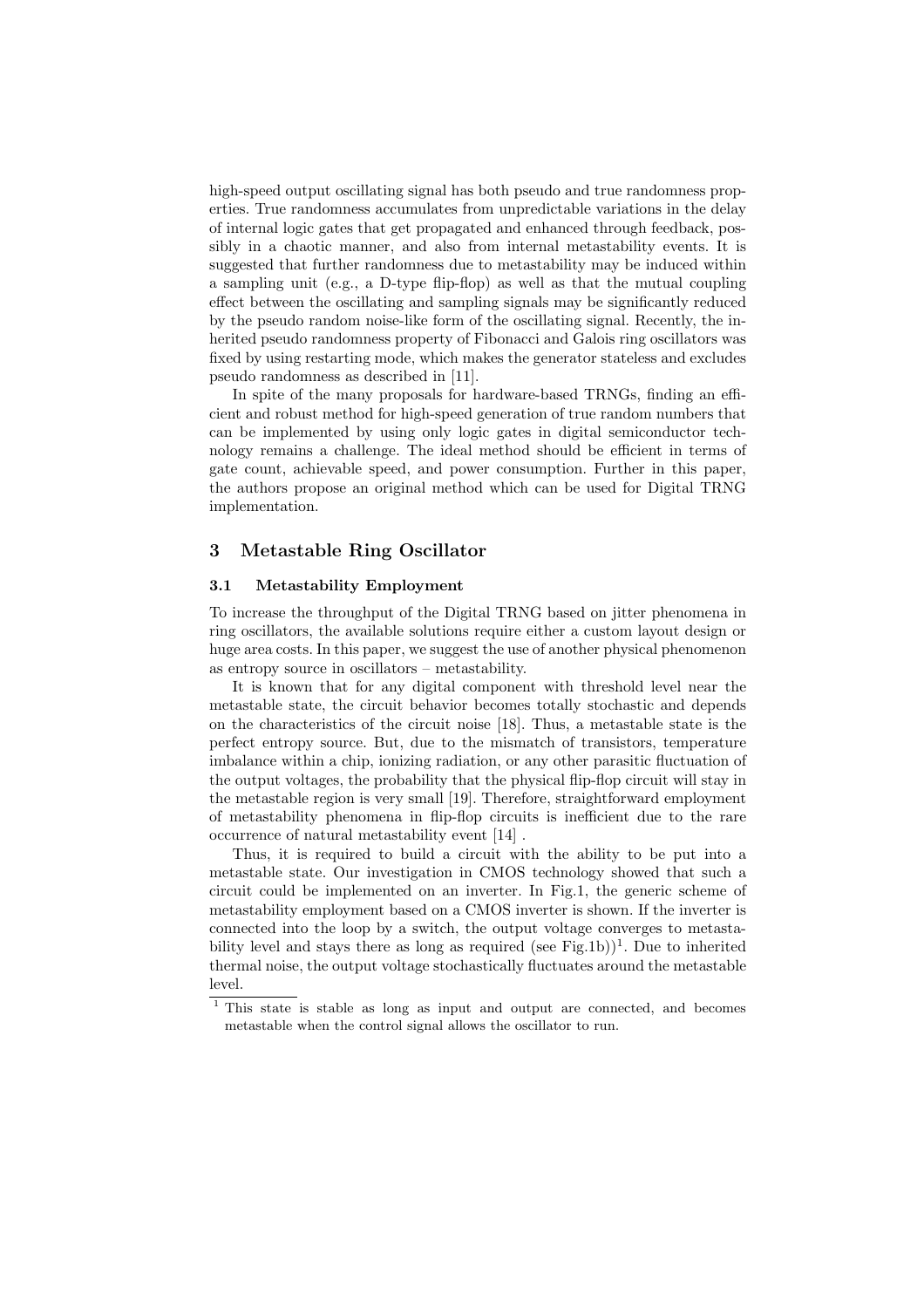high-speed output oscillating signal has both pseudo and true randomness properties. True randomness accumulates from unpredictable variations in the delay of internal logic gates that get propagated and enhanced through feedback, possibly in a chaotic manner, and also from internal metastability events. It is suggested that further randomness due to metastability may be induced within a sampling unit (e.g., a D-type flip-flop) as well as that the mutual coupling effect between the oscillating and sampling signals may be significantly reduced by the pseudo random noise-like form of the oscillating signal. Recently, the inherited pseudo randomness property of Fibonacci and Galois ring oscillators was fixed by using restarting mode, which makes the generator stateless and excludes pseudo randomness as described in [11].

In spite of the many proposals for hardware-based TRNGs, finding an efficient and robust method for high-speed generation of true random numbers that can be implemented by using only logic gates in digital semiconductor technology remains a challenge. The ideal method should be efficient in terms of gate count, achievable speed, and power consumption. Further in this paper, the authors propose an original method which can be used for Digital TRNG implementation.

## 3 Metastable Ring Oscillator

### 3.1 Metastability Employment

To increase the throughput of the Digital TRNG based on jitter phenomena in ring oscillators, the available solutions require either a custom layout design or huge area costs. In this paper, we suggest the use of another physical phenomenon as entropy source in oscillators – metastability.

It is known that for any digital component with threshold level near the metastable state, the circuit behavior becomes totally stochastic and depends on the characteristics of the circuit noise [18]. Thus, a metastable state is the perfect entropy source. But, due to the mismatch of transistors, temperature imbalance within a chip, ionizing radiation, or any other parasitic fluctuation of the output voltages, the probability that the physical flip-flop circuit will stay in the metastable region is very small [19]. Therefore, straightforward employment of metastability phenomena in flip-flop circuits is inefficient due to the rare occurrence of natural metastability event [14] .

Thus, it is required to build a circuit with the ability to be put into a metastable state. Our investigation in CMOS technology showed that such a circuit could be implemented on an inverter. In Fig.1, the generic scheme of metastability employment based on a CMOS inverter is shown. If the inverter is connected into the loop by a switch, the output voltage converges to metastability level and stays there as long as required (see Fig.1b))[1]. Due to inherited thermal noise, the output voltage stochastically fluctuates around the metastable level.

[1] This state is stable as long as input and output are connected, and becomes metastable when the control signal allows the oscillator to run.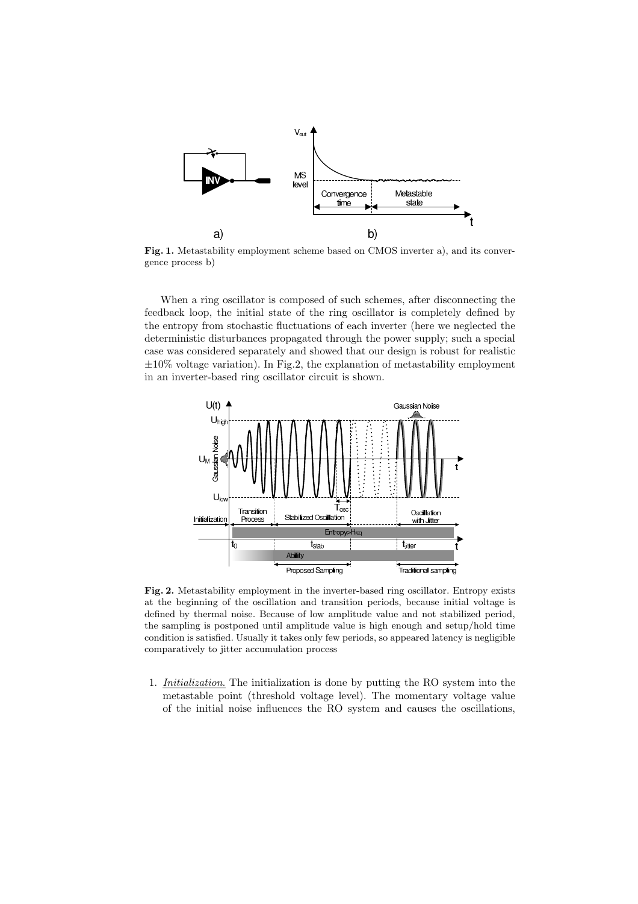**Fig. 1.** Metastability employment scheme based on CMOS inverter a), and its convergence process b)

When a ring oscillator is composed of such schemes, after disconnecting the feedback loop, the initial state of the ring oscillator is completely defined by the entropy from stochastic fluctuations of each inverter (here we neglected the deterministic disturbances propagated through the power supply; such a special case was considered separately and showed that our design is robust for realistic $\pm 10\%$ voltage variation). In Fig.2, the explanation of metastability employment in an inverter-based ring oscillator circuit is shown.

**Fig. 2.** Metastability employment in the inverter-based ring oscillator. Entropy exists at the beginning of the oscillation and transition periods, because initial voltage is defined by thermal noise. Because of low amplitude value and not stabilized period, the sampling is postponed until amplitude value is high enough and setup/hold time condition is satisfied. Usually it takes only few periods, so appeared latency is negligible comparatively to jitter accumulation process

1. *Initialization.* The initialization is done by putting the RO system into the metastable point (threshold voltage level). The momentary voltage value of the initial noise influences the RO system and causes the oscillations,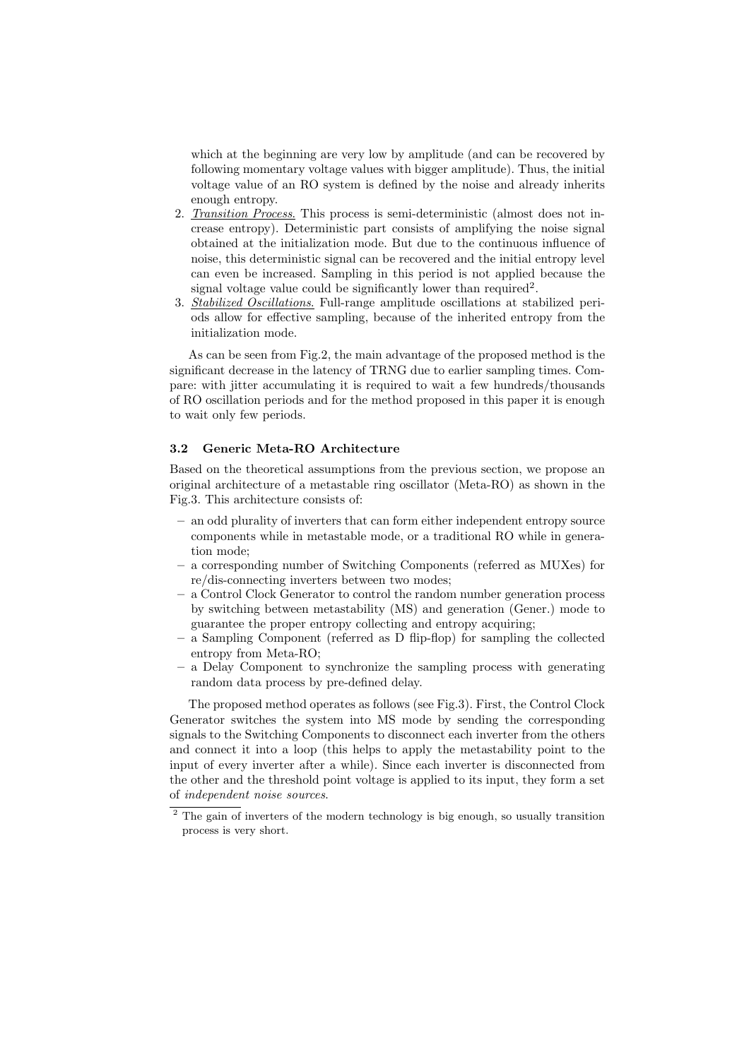which at the beginning are very low by amplitude (and can be recovered by following momentary voltage values with bigger amplitude). Thus, the initial voltage value of an RO system is defined by the noise and already inherits enough entropy.

2. _Transition Process._ This process is semi-deterministic (almost does not increase entropy). Deterministic part consists of amplifying the noise signal obtained at the initialization mode. But due to the continuous influence of noise, this deterministic signal can be recovered and the initial entropy level can even be increased. Sampling in this period is not applied because the signal voltage value could be significantly lower than required[2].
3. _Stabilized Oscillations._ Full-range amplitude oscillations at stabilized periods allow for effective sampling, because of the inherited entropy from the initialization mode.

As can be seen from Fig.2, the main advantage of the proposed method is the significant decrease in the latency of TRNG due to earlier sampling times. Compare: with jitter accumulating it is required to wait a few hundreds/thousands of RO oscillation periods and for the method proposed in this paper it is enough to wait only few periods.

### 3.2 Generic Meta-RO Architecture

Based on the theoretical assumptions from the previous section, we propose an original architecture of a metastable ring oscillator (Meta-RO) as shown in the Fig.3. This architecture consists of:

- an odd plurality of inverters that can form either independent entropy source components while in metastable mode, or a traditional RO while in generation mode;
- a corresponding number of Switching Components (referred as MUXes) for re/dis-connecting inverters between two modes;
- a Control Clock Generator to control the random number generation process by switching between metastability (MS) and generation (Gener.) mode to guarantee the proper entropy collecting and entropy acquiring;
- a Sampling Component (referred as D flip-flop) for sampling the collected entropy from Meta-RO;
- a Delay Component to synchronize the sampling process with generating random data process by pre-defined delay.

The proposed method operates as follows (see Fig.3). First, the Control Clock Generator switches the system into MS mode by sending the corresponding signals to the Switching Components to disconnect each inverter from the others and connect it into a loop (this helps to apply the metastability point to the input of every inverter after a while). Since each inverter is disconnected from the other and the threshold point voltage is applied to its input, they form a set of _independent noise sources_.

[2] The gain of inverters of the modern technology is big enough, so usually transition process is very short.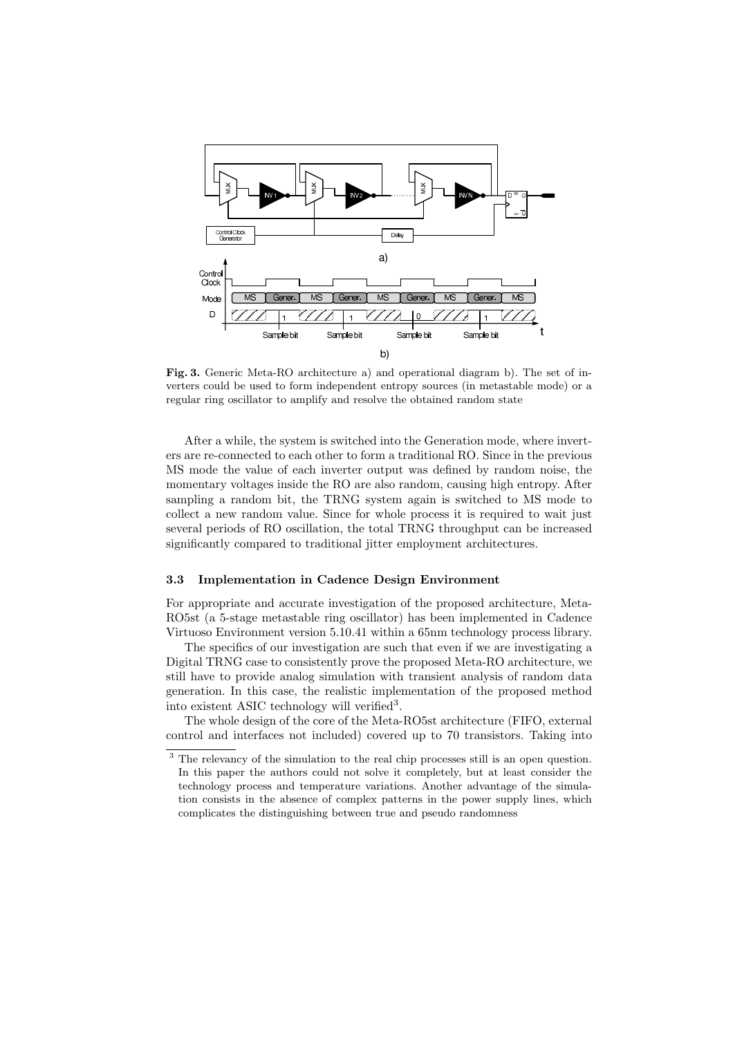**Fig. 3.** Generic Meta-RO architecture a) and operational diagram b). The set of inverters could be used to form independent entropy sources (in metastable mode) or a regular ring oscillator to amplify and resolve the obtained random state

After a while, the system is switched into the Generation mode, where inverters are re-connected to each other to form a traditional RO. Since in the previous MS mode the value of each inverter output was defined by random noise, the momentary voltages inside the RO are also random, causing high entropy. After sampling a random bit, the TRNG system again is switched to MS mode to collect a new random value. Since for whole process it is required to wait just several periods of RO oscillation, the total TRNG throughput can be increased significantly compared to traditional jitter employment architectures.

### 3.3 Implementation in Cadence Design Environment

For appropriate and accurate investigation of the proposed architecture, Meta-RO5st (a 5-stage metastable ring oscillator) has been implemented in Cadence Virtuoso Environment version 5.10.41 within a 65nm technology process library.

The specifics of our investigation are such that even if we are investigating a Digital TRNG case to consistently prove the proposed Meta-RO architecture, we still have to provide analog simulation with transient analysis of random data generation. In this case, the realistic implementation of the proposed method into existent ASIC technology will verified[3].

The whole design of the core of the Meta-RO5st architecture (FIFO, external control and interfaces not included) covered up to 70 transistors. Taking into

[3] The relevancy of the simulation to the real chip processes still is an open question. In this paper the authors could not solve it completely, but at least consider the technology process and temperature variations. Another advantage of the simulation consists in the absence of complex patterns in the power supply lines, which complicates the distinguishing between true and pseudo randomness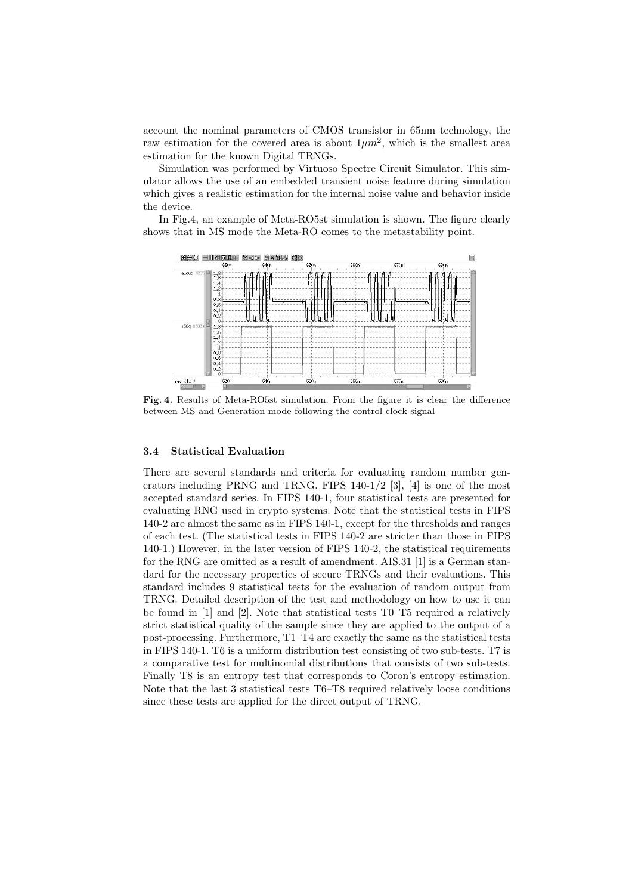account the nominal parameters of CMOS transistor in 65nm technology, the raw estimation for the covered area is about $1\mu m^2$, which is the smallest area estimation for the known Digital TRNGs.

Simulation was performed by Virtuoso Spectre Circuit Simulator. This simulator allows the use of an embedded transient noise feature during simulation which gives a realistic estimation for the internal noise value and behavior inside the device.

In Fig.4, an example of Meta-RO5st simulation is shown. The figure clearly shows that in MS mode the Meta-RO comes to the metastability point.

**Fig. 4.** Results of Meta-RO5st simulation. From the figure it is clear the difference between MS and Generation mode following the control clock signal

### 3.4 Statistical Evaluation

There are several standards and criteria for evaluating random number generators including PRNG and TRNG. FIPS 140-1/2 [3], [4] is one of the most accepted standard series. In FIPS 140-1, four statistical tests are presented for evaluating RNG used in crypto systems. Note that the statistical tests in FIPS 140-2 are almost the same as in FIPS 140-1, except for the thresholds and ranges of each test. (The statistical tests in FIPS 140-2 are stricter than those in FIPS 140-1.) However, in the later version of FIPS 140-2, the statistical requirements for the RNG are omitted as a result of amendment. AIS.31 [1] is a German standard for the necessary properties of secure TRNGs and their evaluations. This standard includes 9 statistical tests for the evaluation of random output from TRNG. Detailed description of the test and methodology on how to use it can be found in [1] and [2]. Note that statistical tests T0–T5 required a relatively strict statistical quality of the sample since they are applied to the output of a post-processing. Furthermore, T1–T4 are exactly the same as the statistical tests in FIPS 140-1. T6 is a uniform distribution test consisting of two sub-tests. T7 is a comparative test for multinomial distributions that consists of two sub-tests. Finally T8 is an entropy test that corresponds to Coron's entropy estimation. Note that the last 3 statistical tests T6–T8 required relatively loose conditions since these tests are applied for the direct output of TRNG.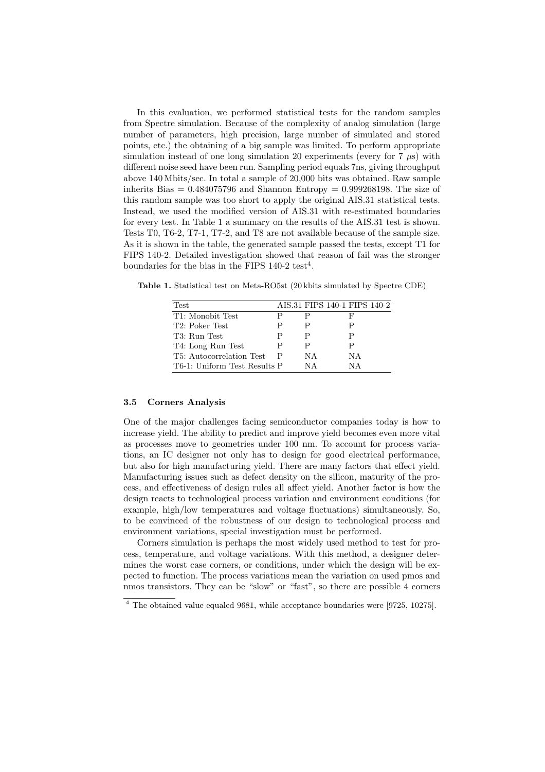In this evaluation, we performed statistical tests for the random samples from Spectre simulation. Because of the complexity of analog simulation (large number of parameters, high precision, large number of simulated and stored points, etc.) the obtaining of a big sample was limited. To perform appropriate simulation instead of one long simulation 20 experiments (every for 7 $\mu$s) with different noise seed have been run. Sampling period equals 7ns, giving throughput above 140 Mbits/sec. In total a sample of 20,000 bits was obtained. Raw sample inherits Bias = 0.484075796 and Shannon Entropy = 0.999268198. The size of this random sample was too short to apply the original AIS.31 statistical tests. Instead, we used the modified version of AIS.31 with re-estimated boundaries for every test. In Table 1 a summary on the results of the AIS.31 test is shown. Tests T0, T6-2, T7-1, T7-2, and T8 are not available because of the sample size. As it is shown in the table, the generated sample passed the tests, except T1 for FIPS 140-2. Detailed investigation showed that reason of fail was the stronger boundaries for the bias in the FIPS 140-2 test[4].

**Table 1.** Statistical test on Meta-RO5st (20 kbits simulated by Spectre CDE)

| Test | AIS.31 | FIPS 140-1 | FIPS 140-2 |
|---|---|---|---|
| T1: Monobit Test | P | P | F |
| T2: Poker Test | P | P | P |
| T3: Run Test | P | P | P |
| T4: Long Run Test | P | P | P |
| T5: Autocorrelation Test | P | NA | NA |
| T6-1: Uniform Test Results | P | NA | NA |

### 3.5 Corners Analysis

One of the major challenges facing semiconductor companies today is how to increase yield. The ability to predict and improve yield becomes even more vital as processes move to geometries under 100 nm. To account for process variations, an IC designer not only has to design for good electrical performance, but also for high manufacturing yield. There are many factors that effect yield. Manufacturing issues such as defect density on the silicon, maturity of the process, and effectiveness of design rules all affect yield. Another factor is how the design reacts to technological process variation and environment conditions (for example, high/low temperatures and voltage fluctuations) simultaneously. So, to be convinced of the robustness of our design to technological process and environment variations, special investigation must be performed.

Corners simulation is perhaps the most widely used method to test for process, temperature, and voltage variations. With this method, a designer determines the worst case corners, or conditions, under which the design will be expected to function. The process variations mean the variation on used pmos and nmos transistors. They can be "slow" or "fast", so there are possible 4 corners

[4] The obtained value equaled 9681, while acceptance boundaries were [9725, 10275].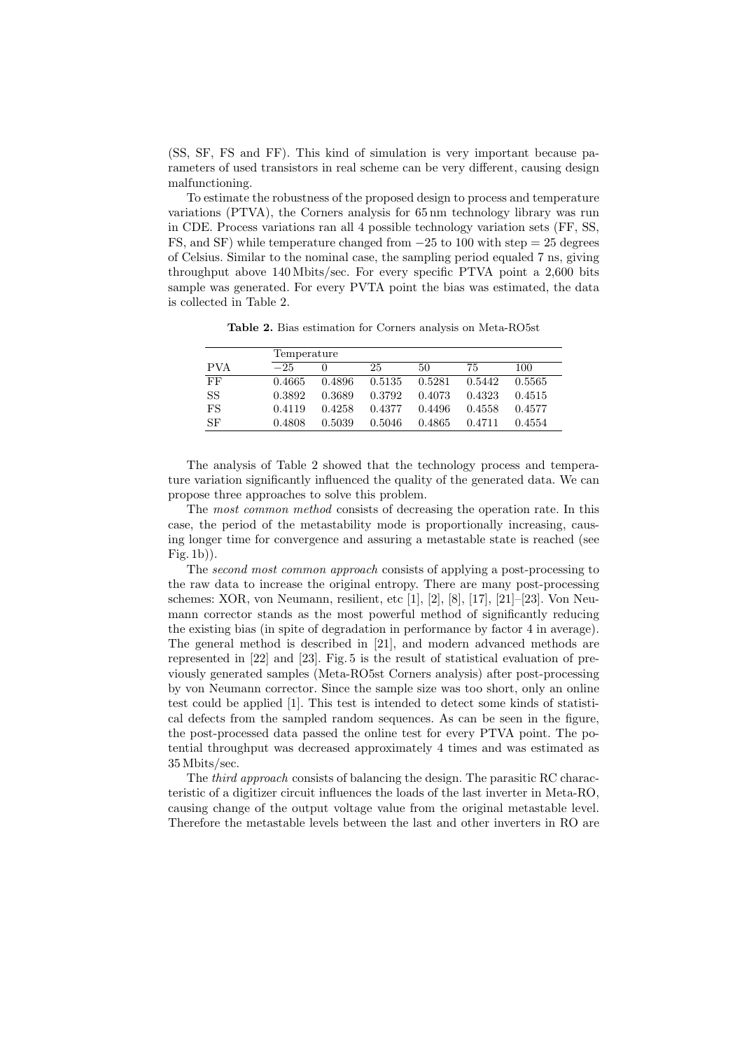(SS, SF, FS and FF). This kind of simulation is very important because parameters of used transistors in real scheme can be very different, causing design malfunctioning.

To estimate the robustness of the proposed design to process and temperature variations (PTVA), the Corners analysis for 65 nm technology library was run in CDE. Process variations ran all 4 possible technology variation sets (FF, SS, FS, and SF) while temperature changed from −25 to 100 with step = 25 degrees of Celsius. Similar to the nominal case, the sampling period equaled 7 ns, giving throughput above 140 Mbits/sec. For every specific PTVA point a 2,600 bits sample was generated. For every PVTA point the bias was estimated, the data is collected in Table 2.

**Table 2.** Bias estimation for Corners analysis on Meta-RO5st

| | Temperature | | | | | |
|---|---|---|---|---|---|---|
| PVA | −25 | 0 | 25 | 50 | 75 | 100 |
| FF | 0.4665 | 0.4896 | 0.5135 | 0.5281 | 0.5442 | 0.5565 |
| SS | 0.3892 | 0.3689 | 0.3792 | 0.4073 | 0.4323 | 0.4515 |
| FS | 0.4119 | 0.4258 | 0.4377 | 0.4496 | 0.4558 | 0.4577 |
| SF | 0.4808 | 0.5039 | 0.5046 | 0.4865 | 0.4711 | 0.4554 |

The analysis of Table 2 showed that the technology process and temperature variation significantly influenced the quality of the generated data. We can propose three approaches to solve this problem.

The *most common method* consists of decreasing the operation rate. In this case, the period of the metastability mode is proportionally increasing, causing longer time for convergence and assuring a metastable state is reached (see Fig. 1b)).

The *second most common approach* consists of applying a post-processing to the raw data to increase the original entropy. There are many post-processing schemes: XOR, von Neumann, resilient, etc [1], [2], [8], [17], [21]–[23]. Von Neumann corrector stands as the most powerful method of significantly reducing the existing bias (in spite of degradation in performance by factor 4 in average). The general method is described in [21], and modern advanced methods are represented in [22] and [23]. Fig. 5 is the result of statistical evaluation of previously generated samples (Meta-RO5st Corners analysis) after post-processing by von Neumann corrector. Since the sample size was too short, only an online test could be applied [1]. This test is intended to detect some kinds of statistical defects from the sampled random sequences. As can be seen in the figure, the post-processed data passed the online test for every PTVA point. The potential throughput was decreased approximately 4 times and was estimated as 35 Mbits/sec.

The *third approach* consists of balancing the design. The parasitic RC characteristic of a digitizer circuit influences the loads of the last inverter in Meta-RO, causing change of the output voltage value from the original metastable level. Therefore the metastable levels between the last and other inverters in RO are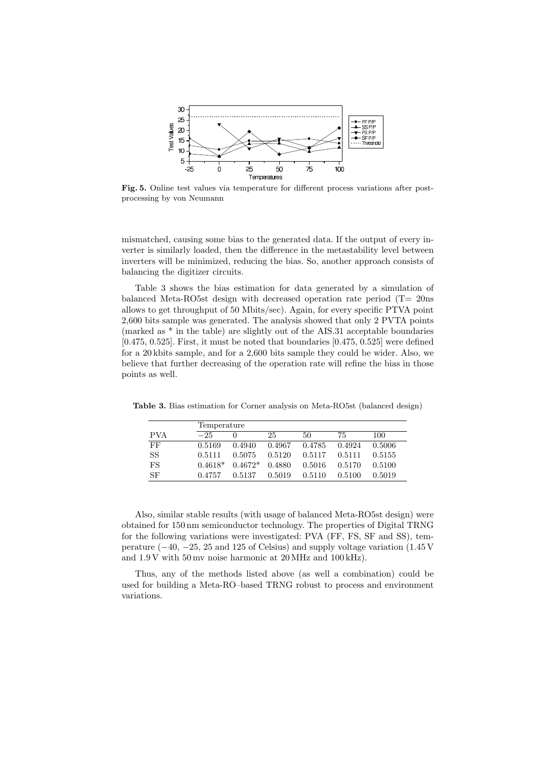**Fig. 5.** Online test values via temperature for different process variations after post-processing by von Neumann

mismatched, causing some bias to the generated data. If the output of every inverter is similarly loaded, then the difference in the metastability level between inverters will be minimized, reducing the bias. So, another approach consists of balancing the digitizer circuits.

Table 3 shows the bias estimation for data generated by a simulation of balanced Meta-RO5st design with decreased operation rate period (T= 20ns allows to get throughput of 50 Mbits/sec). Again, for every specific PTVA point 2,600 bits sample was generated. The analysis showed that only 2 PVTA points (marked as * in the table) are slightly out of the AIS.31 acceptable boundaries [0.475, 0.525]. First, it must be noted that boundaries [0.475, 0.525] were defined for a 20 kbits sample, and for a 2,600 bits sample they could be wider. Also, we believe that further decreasing of the operation rate will refine the bias in those points as well.

**Table 3.** Bias estimation for Corner analysis on Meta-RO5st (balanced design)

| | Temperature | | | | | |
|---|---|---|---|---|---|---|
| PVA | −25 | 0 | 25 | 50 | 75 | 100 |
| FF | 0.5169 | 0.4940 | 0.4967 | 0.4785 | 0.4924 | 0.5006 |
| SS | 0.5111 | 0.5075 | 0.5120 | 0.5117 | 0.5111 | 0.5155 |
| FS | 0.4618* | 0.4672* | 0.4880 | 0.5016 | 0.5170 | 0.5100 |
| SF | 0.4757 | 0.5137 | 0.5019 | 0.5110 | 0.5100 | 0.5019 |

Also, similar stable results (with usage of balanced Meta-RO5st design) were obtained for 150 nm semiconductor technology. The properties of Digital TRNG for the following variations were investigated: PVA (FF, FS, SF and SS), temperature (−40, −25, 25 and 125 of Celsius) and supply voltage variation (1.45 V and 1.9 V with 50 mv noise harmonic at 20 MHz and 100 kHz).

Thus, any of the methods listed above (as well a combination) could be used for building a Meta-RO–based TRNG robust to process and environment variations.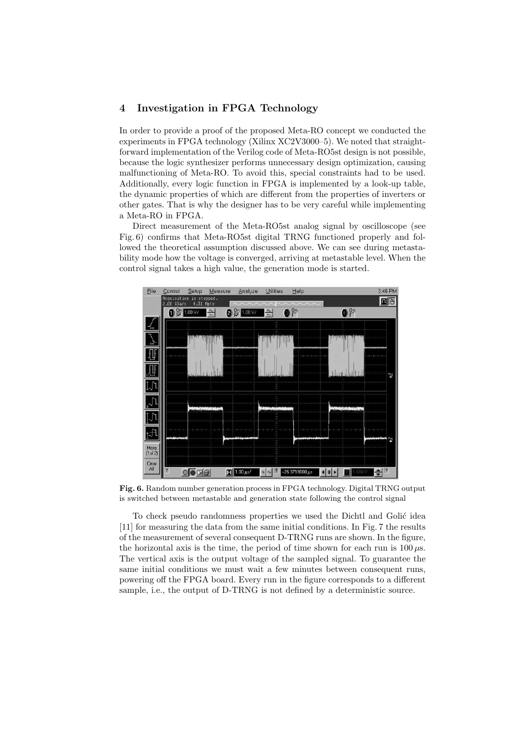## 4 Investigation in FPGA Technology

In order to provide a proof of the proposed Meta-RO concept we conducted the experiments in FPGA technology (Xilinx XC2V3000–5). We noted that straightforward implementation of the Verilog code of Meta-RO5st design is not possible, because the logic synthesizer performs unnecessary design optimization, causing malfunctioning of Meta-RO. To avoid this, special constraints had to be used. Additionally, every logic function in FPGA is implemented by a look-up table, the dynamic properties of which are different from the properties of inverters or other gates. That is why the designer has to be very careful while implementing a Meta-RO in FPGA.

Direct measurement of the Meta-RO5st analog signal by oscilloscope (see Fig. 6) confirms that Meta-RO5st digital TRNG functioned properly and followed the theoretical assumption discussed above. We can see during metastability mode how the voltage is converged, arriving at metastable level. When the control signal takes a high value, the generation mode is started.

**Fig. 6.** Random number generation process in FPGA technology. Digital TRNG output is switched between metastable and generation state following the control signal

To check pseudo randomness properties we used the Dichtl and Golić idea [11] for measuring the data from the same initial conditions. In Fig. 7 the results of the measurement of several consequent D-TRNG runs are shown. In the figure, the horizontal axis is the time, the period of time shown for each run is $100\,\mu$s. The vertical axis is the output voltage of the sampled signal. To guarantee the same initial conditions we must wait a few minutes between consequent runs, powering off the FPGA board. Every run in the figure corresponds to a different sample, i.e., the output of D-TRNG is not defined by a deterministic source.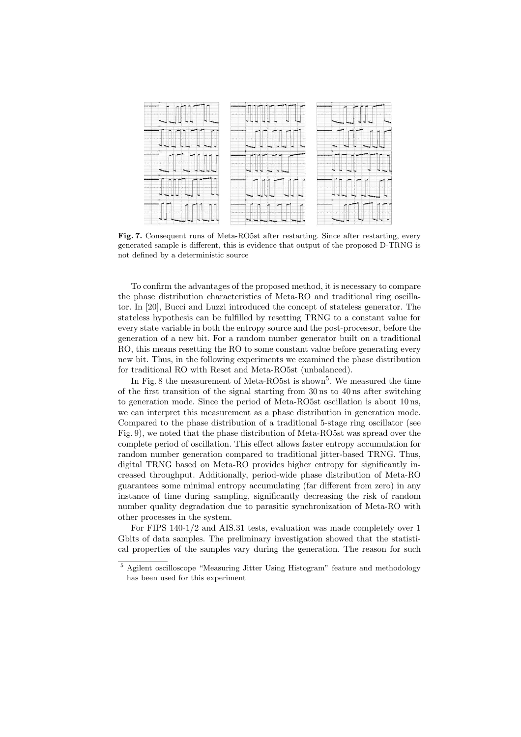**Fig. 7.** Consequent runs of Meta-RO5st after restarting. Since after restarting, every generated sample is different, this is evidence that output of the proposed D-TRNG is not defined by a deterministic source

To confirm the advantages of the proposed method, it is necessary to compare the phase distribution characteristics of Meta-RO and traditional ring oscillator. In [20], Bucci and Luzzi introduced the concept of stateless generator. The stateless hypothesis can be fulfilled by resetting TRNG to a constant value for every state variable in both the entropy source and the post-processor, before the generation of a new bit. For a random number generator built on a traditional RO, this means resetting the RO to some constant value before generating every new bit. Thus, in the following experiments we examined the phase distribution for traditional RO with Reset and Meta-RO5st (unbalanced).

In Fig. 8 the measurement of Meta-RO5st is shown[5]. We measured the time of the first transition of the signal starting from 30 ns to 40 ns after switching to generation mode. Since the period of Meta-RO5st oscillation is about 10 ns, we can interpret this measurement as a phase distribution in generation mode. Compared to the phase distribution of a traditional 5-stage ring oscillator (see Fig. 9), we noted that the phase distribution of Meta-RO5st was spread over the complete period of oscillation. This effect allows faster entropy accumulation for random number generation compared to traditional jitter-based TRNG. Thus, digital TRNG based on Meta-RO provides higher entropy for significantly increased throughput. Additionally, period-wide phase distribution of Meta-RO guarantees some minimal entropy accumulating (far different from zero) in any instance of time during sampling, significantly decreasing the risk of random number quality degradation due to parasitic synchronization of Meta-RO with other processes in the system.

For FIPS 140-1/2 and AIS.31 tests, evaluation was made completely over 1 Gbits of data samples. The preliminary investigation showed that the statistical properties of the samples vary during the generation. The reason for such

[5] Agilent oscilloscope "Measuring Jitter Using Histogram" feature and methodology has been used for this experiment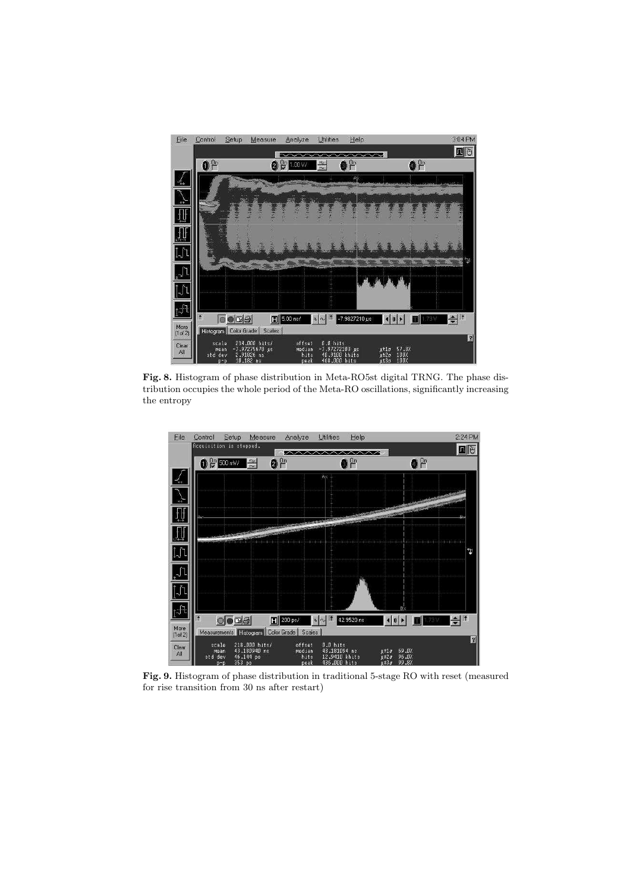**Fig. 8.** Histogram of phase distribution in Meta-RO5st digital TRNG. The phase distribution occupies the whole period of the Meta-RO oscillations, significantly increasing the entropy

**Fig. 9.** Histogram of phase distribution in traditional 5-stage RO with reset (measured for rise transition from 30 ns after restart)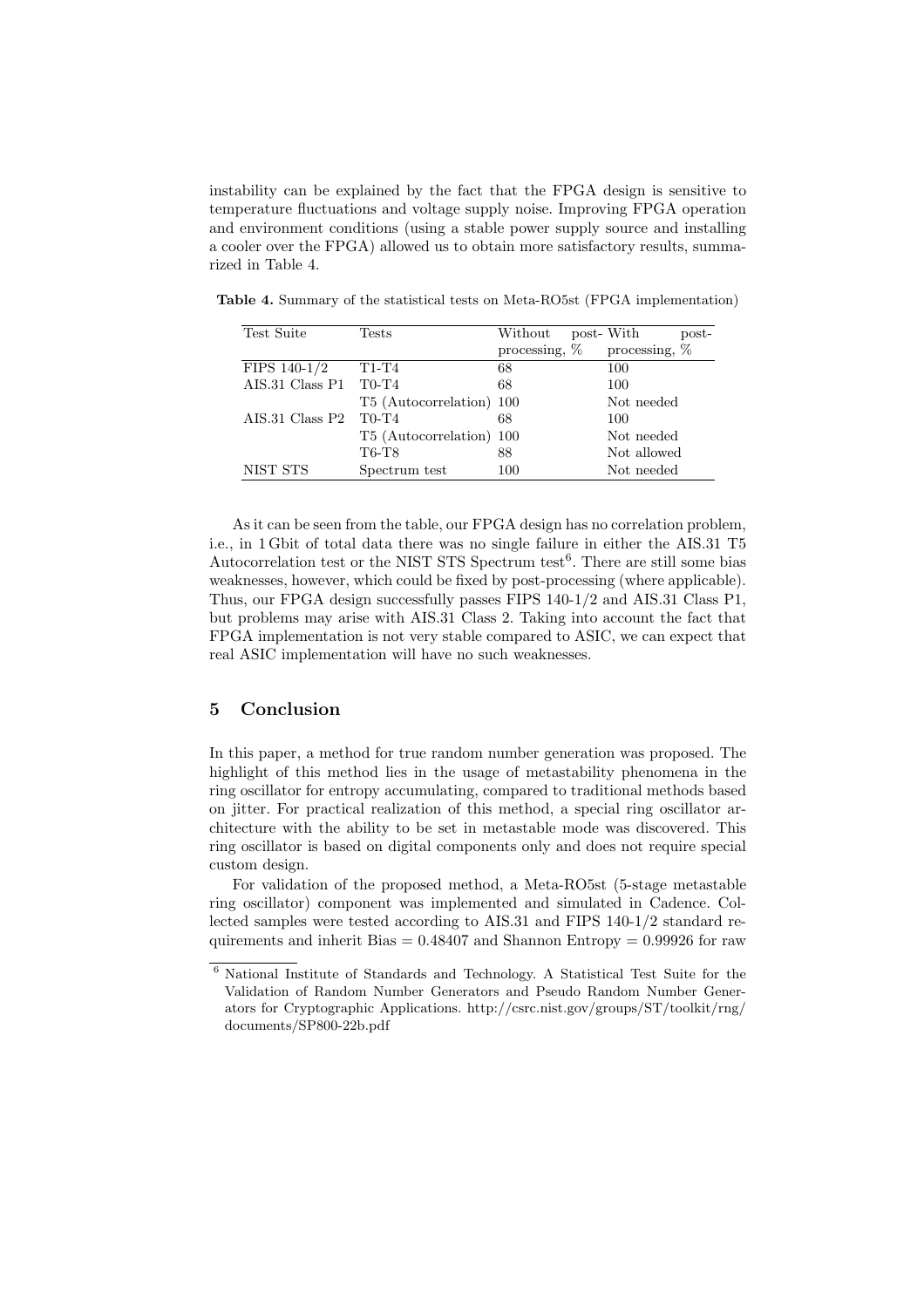instability can be explained by the fact that the FPGA design is sensitive to temperature fluctuations and voltage supply noise. Improving FPGA operation and environment conditions (using a stable power supply source and installing a cooler over the FPGA) allowed us to obtain more satisfactory results, summarized in Table 4.

**Table 4.** Summary of the statistical tests on Meta-RO5st (FPGA implementation)

| Test Suite | Tests | Without post-processing, % | With post-processing, % |
|---|---|---|---|
| FIPS 140-1/2 | T1-T4 | 68 | 100 |
| AIS.31 Class P1 | T0-T4 | 68 | 100 |
| | T5 (Autocorrelation) | 100 | Not needed |
| AIS.31 Class P2 | T0-T4 | 68 | 100 |
| | T5 (Autocorrelation) | 100 | Not needed |
| | T6-T8 | 88 | Not allowed |
| NIST STS | Spectrum test | 100 | Not needed |

As it can be seen from the table, our FPGA design has no correlation problem, i.e., in 1 Gbit of total data there was no single failure in either the AIS.31 T5 Autocorrelation test or the NIST STS Spectrum test[6]. There are still some bias weaknesses, however, which could be fixed by post-processing (where applicable). Thus, our FPGA design successfully passes FIPS 140-1/2 and AIS.31 Class P1, but problems may arise with AIS.31 Class 2. Taking into account the fact that FPGA implementation is not very stable compared to ASIC, we can expect that real ASIC implementation will have no such weaknesses.

## 5 Conclusion

In this paper, a method for true random number generation was proposed. The highlight of this method lies in the usage of metastability phenomena in the ring oscillator for entropy accumulating, compared to traditional methods based on jitter. For practical realization of this method, a special ring oscillator architecture with the ability to be set in metastable mode was discovered. This ring oscillator is based on digital components only and does not require special custom design.

For validation of the proposed method, a Meta-RO5st (5-stage metastable ring oscillator) component was implemented and simulated in Cadence. Collected samples were tested according to AIS.31 and FIPS 140-1/2 standard requirements and inherit Bias = 0.48407 and Shannon Entropy = 0.99926 for raw

[6] National Institute of Standards and Technology. A Statistical Test Suite for the Validation of Random Number Generators and Pseudo Random Number Generators for Cryptographic Applications. http://csrc.nist.gov/groups/ST/toolkit/rng/documents/SP800-22b.pdf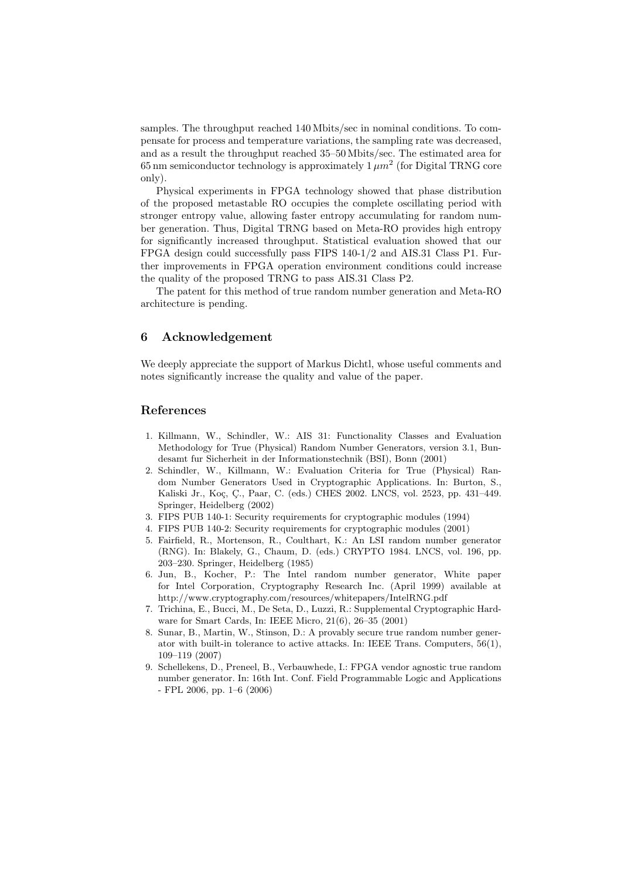samples. The throughput reached 140 Mbits/sec in nominal conditions. To compensate for process and temperature variations, the sampling rate was decreased, and as a result the throughput reached 35–50 Mbits/sec. The estimated area for 65 nm semiconductor technology is approximately 1 $\mu m^2$ (for Digital TRNG core only).

Physical experiments in FPGA technology showed that phase distribution of the proposed metastable RO occupies the complete oscillating period with stronger entropy value, allowing faster entropy accumulating for random number generation. Thus, Digital TRNG based on Meta-RO provides high entropy for significantly increased throughput. Statistical evaluation showed that our FPGA design could successfully pass FIPS 140-1/2 and AIS.31 Class P1. Further improvements in FPGA operation environment conditions could increase the quality of the proposed TRNG to pass AIS.31 Class P2.

The patent for this method of true random number generation and Meta-RO architecture is pending.

## 6 Acknowledgement

We deeply appreciate the support of Markus Dichtl, whose useful comments and notes significantly increase the quality and value of the paper.

## References

1. Killmann, W., Schindler, W.: AIS 31: Functionality Classes and Evaluation Methodology for True (Physical) Random Number Generators, version 3.1, Bundesamt fur Sicherheit in der Informationstechnik (BSI), Bonn (2001)
2. Schindler, W., Killmann, W.: Evaluation Criteria for True (Physical) Random Number Generators Used in Cryptographic Applications. In: Burton, S., Kaliski Jr., Koç, Ç., Paar, C. (eds.) CHES 2002. LNCS, vol. 2523, pp. 431–449. Springer, Heidelberg (2002)
3. FIPS PUB 140-1: Security requirements for cryptographic modules (1994)
4. FIPS PUB 140-2: Security requirements for cryptographic modules (2001)
5. Fairfield, R., Mortenson, R., Coulthart, K.: An LSI random number generator (RNG). In: Blakely, G., Chaum, D. (eds.) CRYPTO 1984. LNCS, vol. 196, pp. 203–230. Springer, Heidelberg (1985)
6. Jun, B., Kocher, P.: The Intel random number generator, White paper for Intel Corporation, Cryptography Research Inc. (April 1999) available at http://www.cryptography.com/resources/whitepapers/IntelRNG.pdf
7. Trichina, E., Bucci, M., De Seta, D., Luzzi, R.: Supplemental Cryptographic Hardware for Smart Cards, In: IEEE Micro, 21(6), 26–35 (2001)
8. Sunar, B., Martin, W., Stinson, D.: A provably secure true random number generator with built-in tolerance to active attacks. In: IEEE Trans. Computers, 56(1), 109–119 (2007)
9. Schellekens, D., Preneel, B., Verbauwhede, I.: FPGA vendor agnostic true random number generator. In: 16th Int. Conf. Field Programmable Logic and Applications - FPL 2006, pp. 1–6 (2006)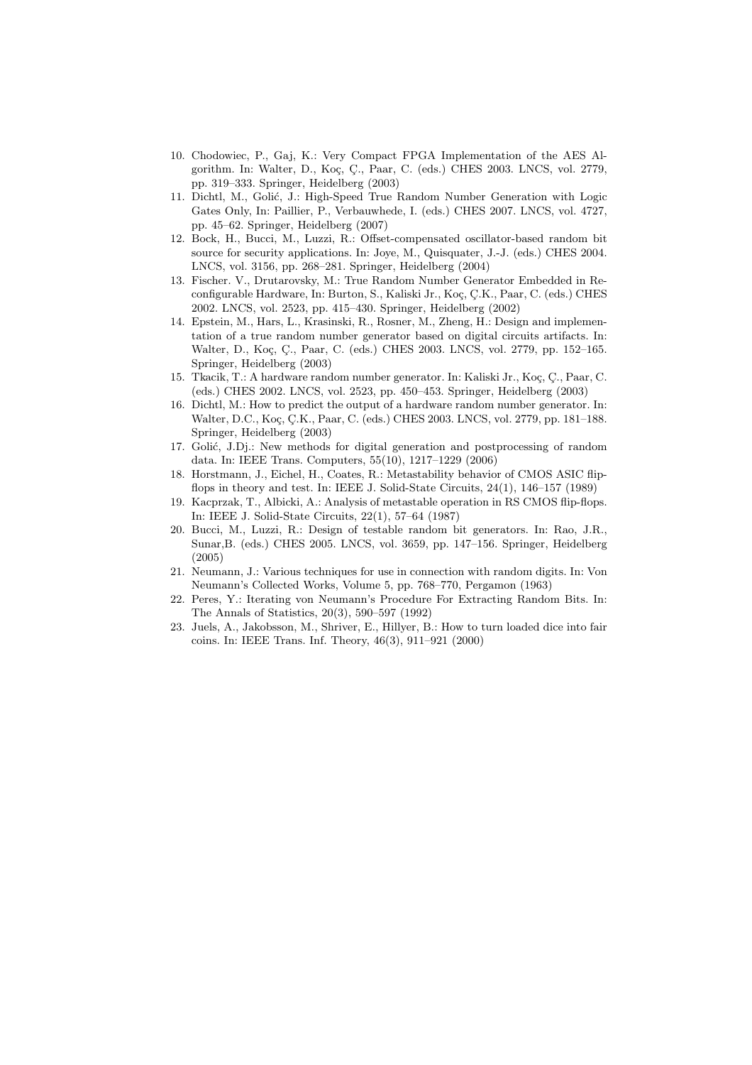10. Chodowiec, P., Gaj, K.: Very Compact FPGA Implementation of the AES Algorithm. In: Walter, D., Koç, Ç., Paar, C. (eds.) CHES 2003. LNCS, vol. 2779, pp. 319–333. Springer, Heidelberg (2003)
11. Dichtl, M., Golić, J.: High-Speed True Random Number Generation with Logic Gates Only, In: Paillier, P., Verbauwhede, I. (eds.) CHES 2007. LNCS, vol. 4727, pp. 45–62. Springer, Heidelberg (2007)
12. Bock, H., Bucci, M., Luzzi, R.: Offset-compensated oscillator-based random bit source for security applications. In: Joye, M., Quisquater, J.-J. (eds.) CHES 2004. LNCS, vol. 3156, pp. 268–281. Springer, Heidelberg (2004)
13. Fischer. V., Drutarovsky, M.: True Random Number Generator Embedded in Reconfigurable Hardware, In: Burton, S., Kaliski Jr., Koç, Ç.K., Paar, C. (eds.) CHES 2002. LNCS, vol. 2523, pp. 415–430. Springer, Heidelberg (2002)
14. Epstein, M., Hars, L., Krasinski, R., Rosner, M., Zheng, H.: Design and implementation of a true random number generator based on digital circuits artifacts. In: Walter, D., Koç, Ç., Paar, C. (eds.) CHES 2003. LNCS, vol. 2779, pp. 152–165. Springer, Heidelberg (2003)
15. Tkacik, T.: A hardware random number generator. In: Kaliski Jr., Koç, Ç., Paar, C. (eds.) CHES 2002. LNCS, vol. 2523, pp. 450–453. Springer, Heidelberg (2003)
16. Dichtl, M.: How to predict the output of a hardware random number generator. In: Walter, D.C., Koç, Ç.K., Paar, C. (eds.) CHES 2003. LNCS, vol. 2779, pp. 181–188. Springer, Heidelberg (2003)
17. Golić, J.Dj.: New methods for digital generation and postprocessing of random data. In: IEEE Trans. Computers, 55(10), 1217–1229 (2006)
18. Horstmann, J., Eichel, H., Coates, R.: Metastability behavior of CMOS ASIC flip-flops in theory and test. In: IEEE J. Solid-State Circuits, 24(1), 146–157 (1989)
19. Kacprzak, T., Albicki, A.: Analysis of metastable operation in RS CMOS flip-flops. In: IEEE J. Solid-State Circuits, 22(1), 57–64 (1987)
20. Bucci, M., Luzzi, R.: Design of testable random bit generators. In: Rao, J.R., Sunar,B. (eds.) CHES 2005. LNCS, vol. 3659, pp. 147–156. Springer, Heidelberg (2005)
21. Neumann, J.: Various techniques for use in connection with random digits. In: Von Neumann's Collected Works, Volume 5, pp. 768–770, Pergamon (1963)
22. Peres, Y.: Iterating von Neumann's Procedure For Extracting Random Bits. In: The Annals of Statistics, 20(3), 590–597 (1992)
23. Juels, A., Jakobsson, M., Shriver, E., Hillyer, B.: How to turn loaded dice into fair coins. In: IEEE Trans. Inf. Theory, 46(3), 911–921 (2000)